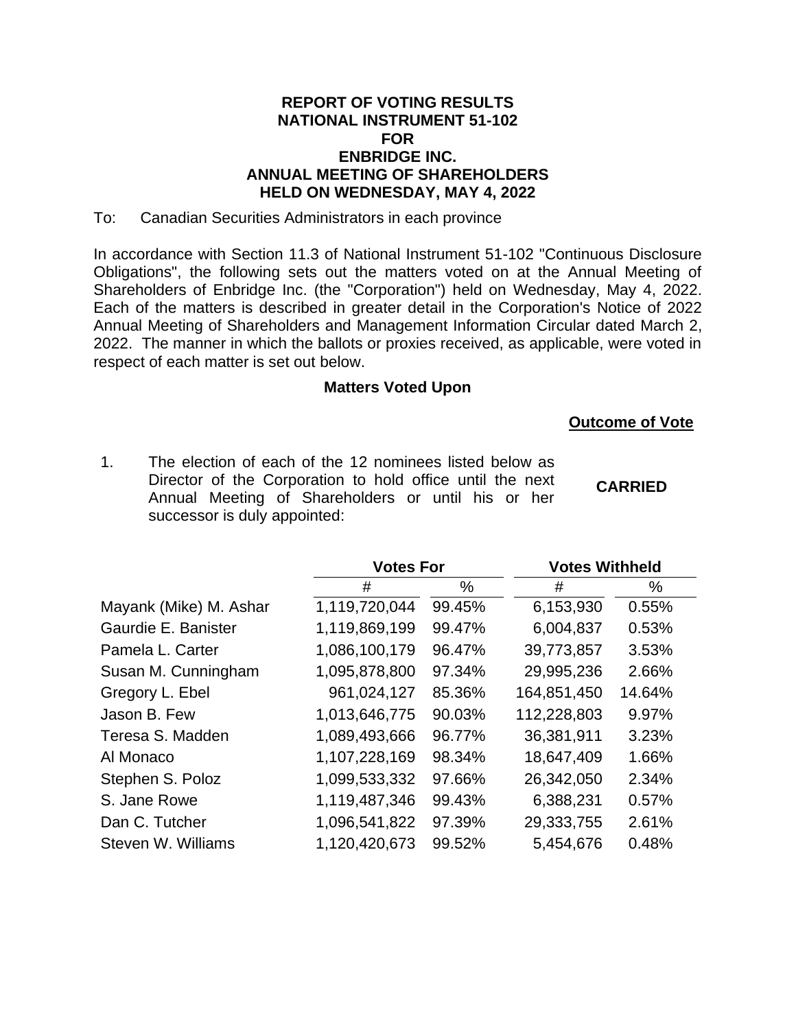**REPORT OF VOTING RESULTS**
**NATIONAL INSTRUMENT 51-102**
**FOR**
**ENBRIDGE INC.**
**ANNUAL MEETING OF SHAREHOLDERS**
**HELD ON WEDNESDAY, MAY 4, 2022**

To: Canadian Securities Administrators in each province

In accordance with Section 11.3 of National Instrument 51-102 "Continuous Disclosure Obligations", the following sets out the matters voted on at the Annual Meeting of Shareholders of Enbridge Inc. (the "Corporation") held on Wednesday, May 4, 2022. Each of the matters is described in greater detail in the Corporation's Notice of 2022 Annual Meeting of Shareholders and Management Information Circular dated March 2, 2022. The manner in which the ballots or proxies received, as applicable, were voted in respect of each matter is set out below.

**Matters Voted Upon**

**Outcome of Vote**

1. The election of each of the 12 nominees listed below as Director of the Corporation to hold office until the next Annual Meeting of Shareholders or until his or her successor is duly appointed: **CARRIED**

| | Votes For | | Votes Withheld | |
|---|---|---|---|---|
| | # | % | # | % |
| Mayank (Mike) M. Ashar | 1,119,720,044 | 99.45% | 6,153,930 | 0.55% |
| Gaurdie E. Banister | 1,119,869,199 | 99.47% | 6,004,837 | 0.53% |
| Pamela L. Carter | 1,086,100,179 | 96.47% | 39,773,857 | 3.53% |
| Susan M. Cunningham | 1,095,878,800 | 97.34% | 29,995,236 | 2.66% |
| Gregory L. Ebel | 961,024,127 | 85.36% | 164,851,450 | 14.64% |
| Jason B. Few | 1,013,646,775 | 90.03% | 112,228,803 | 9.97% |
| Teresa S. Madden | 1,089,493,666 | 96.77% | 36,381,911 | 3.23% |
| Al Monaco | 1,107,228,169 | 98.34% | 18,647,409 | 1.66% |
| Stephen S. Poloz | 1,099,533,332 | 97.66% | 26,342,050 | 2.34% |
| S. Jane Rowe | 1,119,487,346 | 99.43% | 6,388,231 | 0.57% |
| Dan C. Tutcher | 1,096,541,822 | 97.39% | 29,333,755 | 2.61% |
| Steven W. Williams | 1,120,420,673 | 99.52% | 5,454,676 | 0.48% |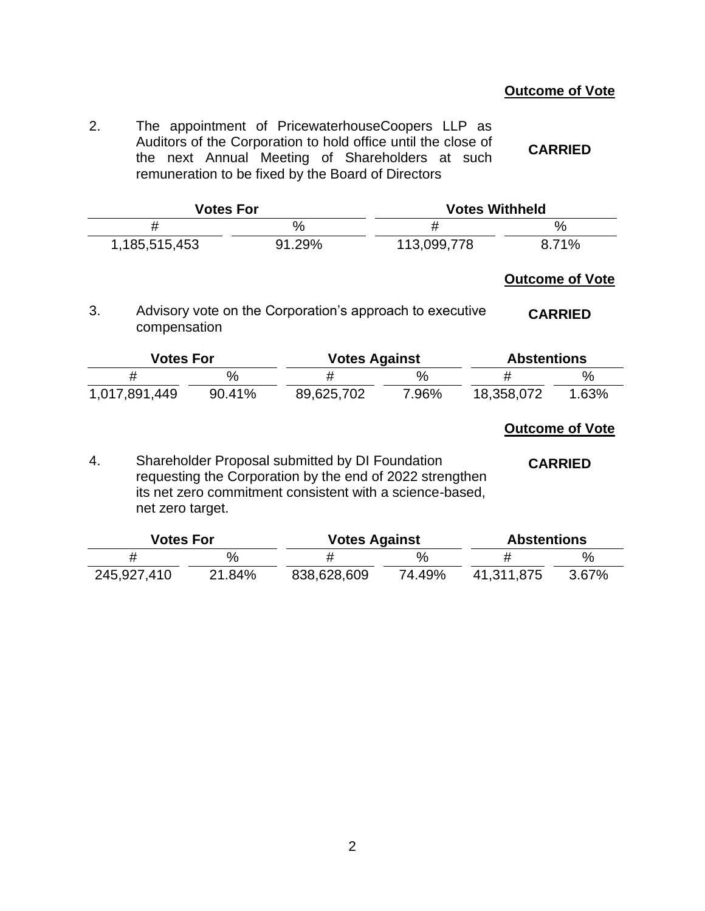**Outcome of Vote**

2. The appointment of PricewaterhouseCoopers LLP as Auditors of the Corporation to hold office until the close of the next Annual Meeting of Shareholders at such remuneration to be fixed by the Board of Directors — **CARRIED**

| Votes For | | Votes Withheld | |
| --- | --- | --- | --- |
| # | % | # | % |
| 1,185,515,453 | 91.29% | 113,099,778 | 8.71% |

**Outcome of Vote**

3. Advisory vote on the Corporation's approach to executive compensation — **CARRIED**

| Votes For | | Votes Against | | Abstentions | |
| --- | --- | --- | --- | --- | --- |
| # | % | # | % | # | % |
| 1,017,891,449 | 90.41% | 89,625,702 | 7.96% | 18,358,072 | 1.63% |

**Outcome of Vote**

4. Shareholder Proposal submitted by DI Foundation requesting the Corporation by the end of 2022 strengthen its net zero commitment consistent with a science-based, net zero target. — **CARRIED**

| Votes For | | Votes Against | | Abstentions | |
| --- | --- | --- | --- | --- | --- |
| # | % | # | % | # | % |
| 245,927,410 | 21.84% | 838,628,609 | 74.49% | 41,311,875 | 3.67% |